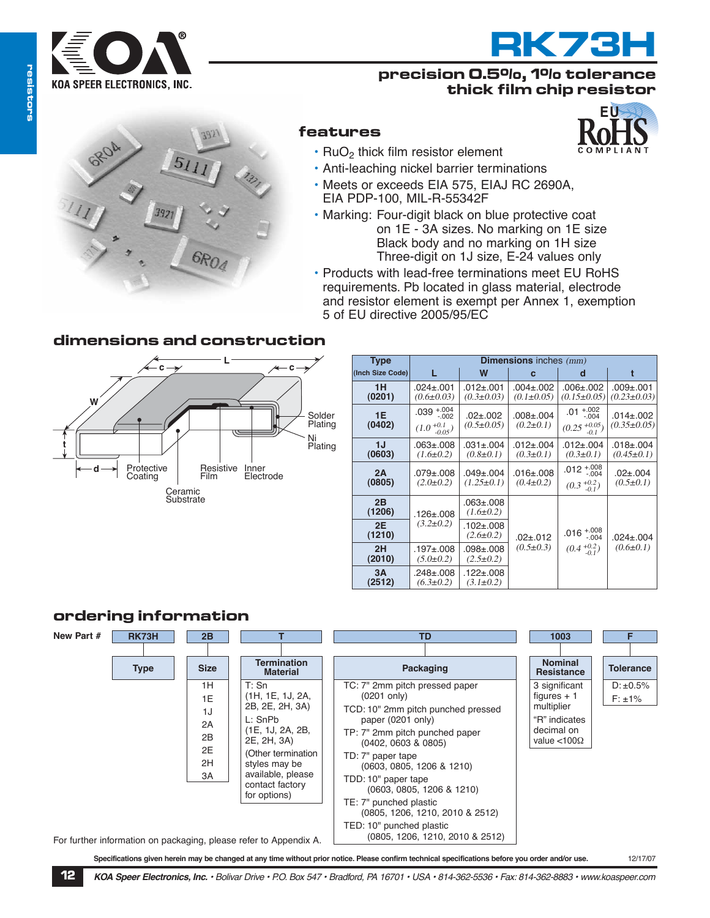# RK73H

## precision 0.5%, 1% tolerance thick film chip resistor

### features

- $RuO_2$ thick film resistor element
- Anti-leaching nickel barrier terminations
- Meets or exceeds EIA 575, EIAJ RC 2690A, EIA PDP-100, MIL-R-55342F
- Marking: Four-digit black on blue protective coat on 1E - 3A sizes. No marking on 1E size Black body and no marking on 1H size Three-digit on 1J size, E-24 values only
- Products with lead-free terminations meet EU RoHS requirements. Pb located in glass material, electrode and resistor element is exempt per Annex 1, exemption 5 of EU directive 2005/95/EC

EU RoHS COMPLIANT

### dimensions and construction

L, c, W, t, d — Solder Plating, Ni Plating, Protective Coating, Resistive Film, Inner Electrode, Ceramic Substrate

| Type (Inch Size Code) | Dimensions inches (mm) | | | | |
|---|---|---|---|---|---|
| | L | W | c | d | t |
| 1H (0201) | .024±.001 (0.6±0.03) | .012±.001 (0.3±0.03) | .004±.002 (0.1±0.05) | .006±.002 (0.15±0.05) | .009±.001 (0.23±0.03) |
| 1E (0402) | .039 +.004/-.002 (1.0 +0.1/-0.05) | .02±.002 (0.5±0.05) | .008±.004 (0.2±0.1) | .01 +.002/-.004 (0.25 +0.05/-0.1) | .014±.002 (0.35±0.05) |
| 1J (0603) | .063±.008 (1.6±0.2) | .031±.004 (0.8±0.1) | .012±.004 (0.3±0.1) | .012±.004 (0.3±0.1) | .018±.004 (0.45±0.1) |
| 2A (0805) | .079±.008 (2.0±0.2) | .049±.004 (1.25±0.1) | .016±.008 (0.4±0.2) | .012 +.008/-.004 (0.3 +0.2/-0.1) | .02±.004 (0.5±0.1) |
| 2B (1206) | .126±.008 (3.2±0.2) | .063±.008 (1.6±0.2) | .02±.012 (0.5±0.3) | .016 +.008/-.004 (0.4 +0.2/-0.1) | .024±.004 (0.6±0.1) |
| 2E (1210) | .126±.008 (3.2±0.2) | .102±.008 (2.6±0.2) | .02±.012 (0.5±0.3) | .016 +.008/-.004 (0.4 +0.2/-0.1) | .024±.004 (0.6±0.1) |
| 2H (2010) | .197±.008 (5.0±0.2) | .098±.008 (2.5±0.2) | .02±.012 (0.5±0.3) | .016 +.008/-.004 (0.4 +0.2/-0.1) | .024±.004 (0.6±0.1) |
| 3A (2512) | .248±.008 (6.3±0.2) | .122±.008 (3.1±0.2) | .02±.012 (0.5±0.3) | .016 +.008/-.004 (0.4 +0.2/-0.1) | .024±.004 (0.6±0.1) |

### ordering information

New Part #: RK73H 2B T TD 1003 F

| Type | Size | Termination Material | Packaging | Nominal Resistance | Tolerance |
|---|---|---|---|---|---|
| RK73H | 1H<br>1E<br>1J<br>2A<br>2B<br>2E<br>2H<br>3A | T: Sn (1H, 1E, 1J, 2A, 2B, 2E, 2H, 3A)<br>L: SnPb (1E, 1J, 2A, 2B, 2E, 2H, 3A)<br>(Other termination styles may be available, please contact factory for options) | TC: 7" 2mm pitch pressed paper (0201 only)<br>TCD: 10" 2mm pitch punched pressed paper (0201 only)<br>TP: 7" 2mm pitch punched paper (0402, 0603 & 0805)<br>TD: 7" paper tape (0603, 0805, 1206 & 1210)<br>TDD: 10" paper tape (0603, 0805, 1206 & 1210)<br>TE: 7" punched plastic (0805, 1206, 1210, 2010 & 2512)<br>TED: 10" punched plastic (0805, 1206, 1210, 2010 & 2512) | 3 significant figures + 1 multiplier<br>"R" indicates decimal on value <100Ω | D: ±0.5%<br>F: ±1% |

For further information on packaging, please refer to Appendix A.

Specifications given herein may be changed at any time without prior notice. Please confirm technical specifications before you order and/or use. 12/17/07

KOA Speer Electronics, Inc. • Bolivar Drive • P.O. Box 547 • Bradford, PA 16701 • USA • 814-362-5536 • Fax: 814-362-8883 • www.koaspeer.com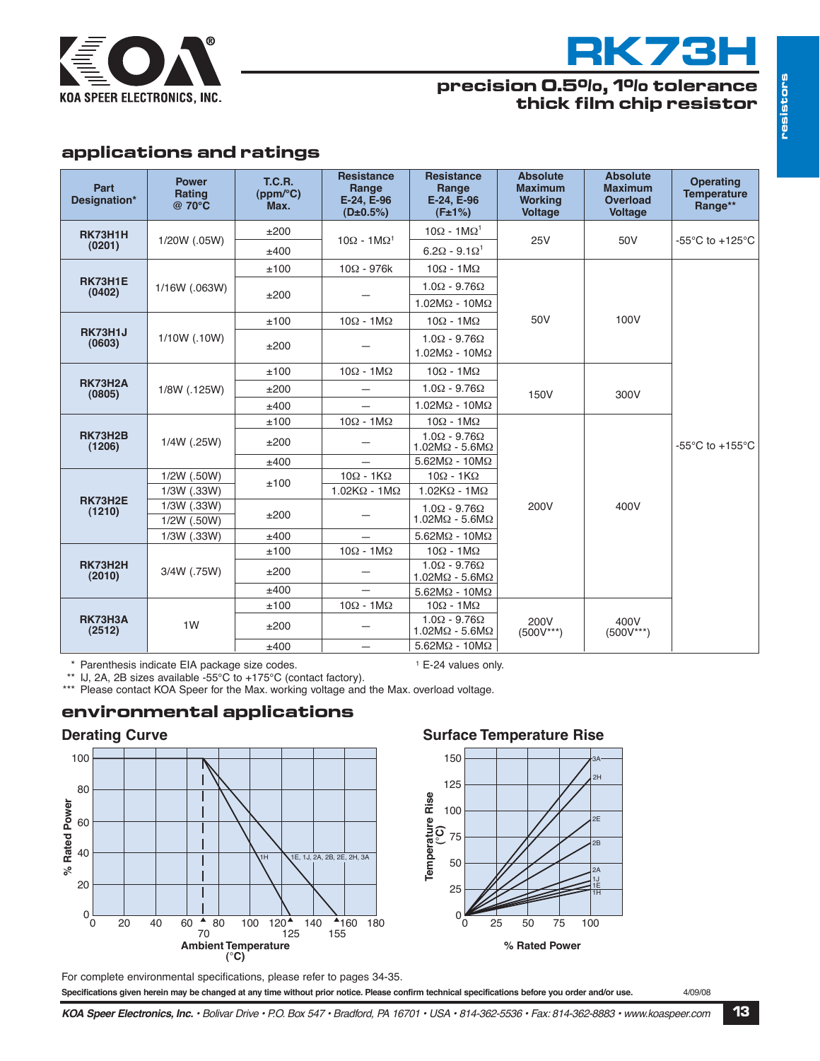# RK73H

## precision 0.5%, 1% tolerance thick film chip resistor

## applications and ratings

| Part Designation* | Power Rating @ 70°C | T.C.R. (ppm/°C) Max. | Resistance Range E-24, E-96 (D±0.5%) | Resistance Range E-24, E-96 (F±1%) | Absolute Maximum Working Voltage | Absolute Maximum Overload Voltage | Operating Temperature Range** |
|---|---|---|---|---|---|---|---|
| RK73H1H (0201) | 1/20W (.05W) | ±200 | 10Ω - 1MΩ[1] | 10Ω - 1MΩ[1] | 25V | 50V | -55°C to +125°C |
| | | ±400 | | 6.2Ω - 9.1Ω[1] | | | |
| RK73H1E (0402) | 1/16W (.063W) | ±100 | 10Ω - 976k | 10Ω - 1MΩ | 50V | 100V | -55°C to +155°C |
| | | ±200 | — | 1.0Ω - 9.76Ω | | | |
| | | | | 1.02MΩ - 10MΩ | | | |
| RK73H1J (0603) | 1/10W (.10W) | ±100 | 10Ω - 1MΩ | 10Ω - 1MΩ | | | |
| | | ±200 | — | 1.0Ω - 9.76Ω 1.02MΩ - 10MΩ | | | |
| RK73H2A (0805) | 1/8W (.125W) | ±100 | 10Ω - 1MΩ | 10Ω - 1MΩ | 150V | 300V | |
| | | ±200 | — | 1.0Ω - 9.76Ω | | | |
| | | ±400 | — | 1.02MΩ - 10MΩ | | | |
| RK73H2B (1206) | 1/4W (.25W) | ±100 | 10Ω - 1MΩ | 10Ω - 1MΩ | 200V | 400V | |
| | | ±200 | — | 1.0Ω - 9.76Ω 1.02MΩ - 5.6MΩ | | | |
| | | ±400 | — | 5.62MΩ - 10MΩ | | | |
| RK73H2E (1210) | 1/2W (.50W) | ±100 | 10Ω - 1KΩ | 10Ω - 1KΩ | | | |
| | 1/3W (.33W) | | 1.02KΩ - 1MΩ | 1.02KΩ - 1MΩ | | | |
| | 1/3W (.33W) | ±200 | — | 1.0Ω - 9.76Ω 1.02MΩ - 5.6MΩ | | | |
| | 1/2W (.50W) | | | | | | |
| | 1/3W (.33W) | ±400 | — | 5.62MΩ - 10MΩ | | | |
| RK73H2H (2010) | 3/4W (.75W) | ±100 | 10Ω - 1MΩ | 10Ω - 1MΩ | | | |
| | | ±200 | — | 1.0Ω - 9.76Ω 1.02MΩ - 5.6MΩ | | | |
| | | ±400 | — | 5.62MΩ - 10MΩ | | | |
| RK73H3A (2512) | 1W | ±100 | 10Ω - 1MΩ | 10Ω - 1MΩ | 200V (500V***) | 400V (500V***) | |
| | | ±200 | — | 1.0Ω - 9.76Ω 1.02MΩ - 5.6MΩ | | | |
| | | ±400 | — | 5.62MΩ - 10MΩ | | | |

\* Parenthesis indicate EIA package size codes.
\*\* 1J, 2A, 2B sizes available -55°C to +175°C (contact factory).
\*\*\* Please contact KOA Speer for the Max. working voltage and the Max. overload voltage.

[1] E-24 values only.

## environmental applications

### Derating Curve

% Rated Power
100
80
60
40
20
0
0 20 40 60 70 80 100 120 125 140 155 160 180
Ambient Temperature (°C)
1H
1E, 1J, 2A, 2B, 2E, 2H, 3A

### Surface Temperature Rise

Temperature Rise (°C)
150
125
100
75
50
25
0
0 25 50 75 100
% Rated Power
3A
2H
2E
2B
2A
1J
1E
1H

For complete environmental specifications, please refer to pages 34-35.

**Specifications given herein may be changed at any time without prior notice. Please confirm technical specifications before you order and/or use.**

4/09/08